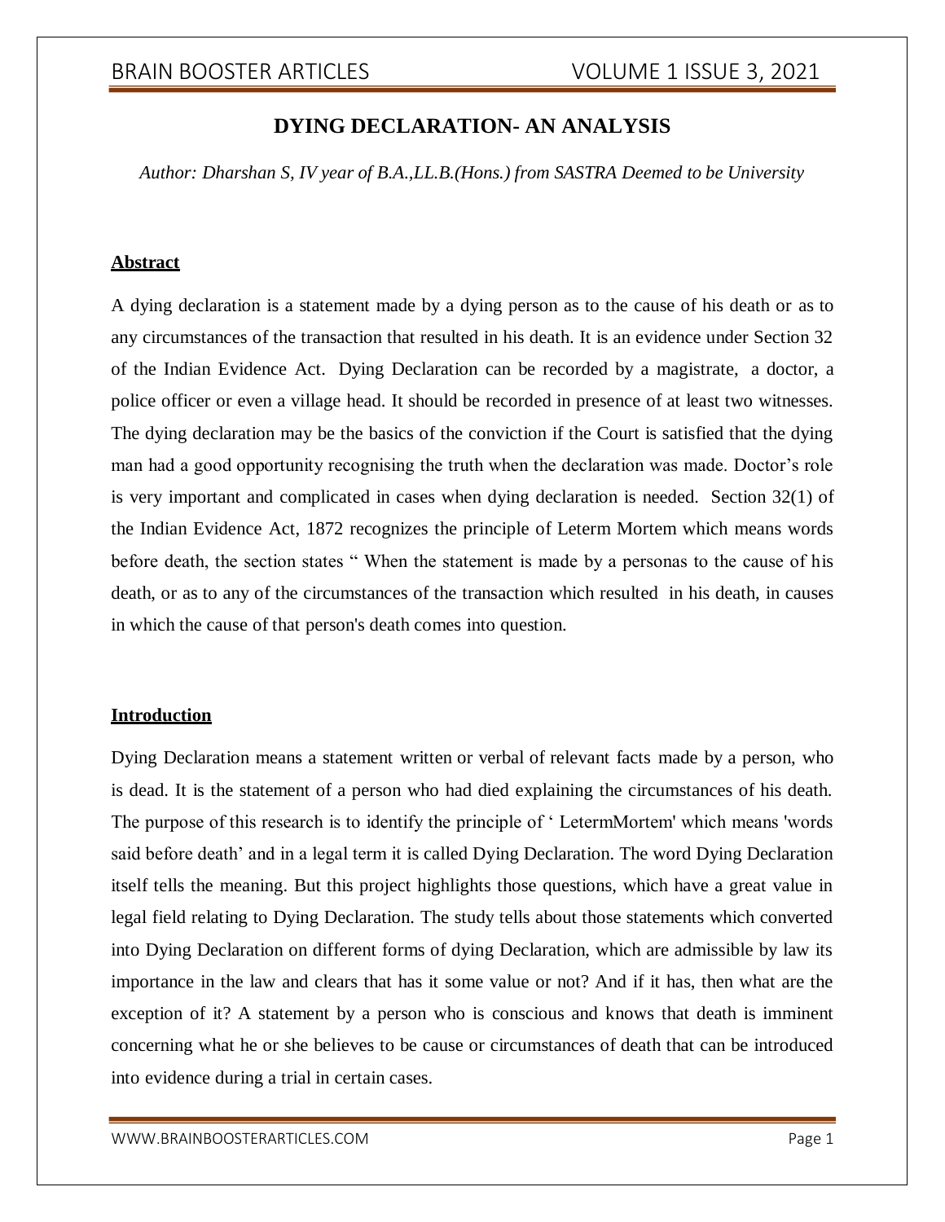# DYING DECLARATION- AN ANALYSIS

*Author: Dharshan S, IV year of B.A.,LL.B.(Hons.) from SASTRA Deemed to be University*

## Abstract

A dying declaration is a statement made by a dying person as to the cause of his death or as to any circumstances of the transaction that resulted in his death. It is an evidence under Section 32 of the Indian Evidence Act. Dying Declaration can be recorded by a magistrate, a doctor, a police officer or even a village head. It should be recorded in presence of at least two witnesses. The dying declaration may be the basics of the conviction if the Court is satisfied that the dying man had a good opportunity recognising the truth when the declaration was made. Doctor's role is very important and complicated in cases when dying declaration is needed. Section 32(1) of the Indian Evidence Act, 1872 recognizes the principle of Leterm Mortem which means words before death, the section states " When the statement is made by a personas to the cause of his death, or as to any of the circumstances of the transaction which resulted in his death, in causes in which the cause of that person's death comes into question.

## Introduction

Dying Declaration means a statement written or verbal of relevant facts made by a person, who is dead. It is the statement of a person who had died explaining the circumstances of his death. The purpose of this research is to identify the principle of ' LetermMortem' which means 'words said before death' and in a legal term it is called Dying Declaration. The word Dying Declaration itself tells the meaning. But this project highlights those questions, which have a great value in legal field relating to Dying Declaration. The study tells about those statements which converted into Dying Declaration on different forms of dying Declaration, which are admissible by law its importance in the law and clears that has it some value or not? And if it has, then what are the exception of it? A statement by a person who is conscious and knows that death is imminent concerning what he or she believes to be cause or circumstances of death that can be introduced into evidence during a trial in certain cases.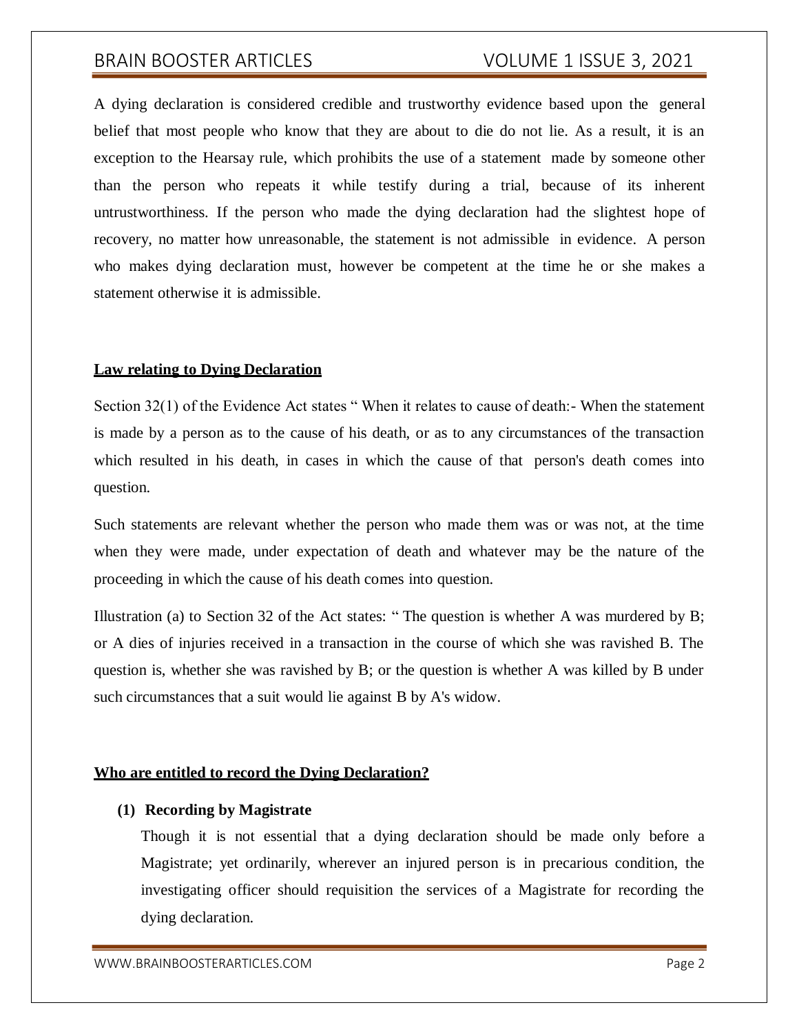A dying declaration is considered credible and trustworthy evidence based upon the general belief that most people who know that they are about to die do not lie. As a result, it is an exception to the Hearsay rule, which prohibits the use of a statement made by someone other than the person who repeats it while testify during a trial, because of its inherent untrustworthiness. If the person who made the dying declaration had the slightest hope of recovery, no matter how unreasonable, the statement is not admissible in evidence. A person who makes dying declaration must, however be competent at the time he or she makes a statement otherwise it is admissible.

## **Law relating to Dying Declaration**

Section 32(1) of the Evidence Act states " When it relates to cause of death:- When the statement is made by a person as to the cause of his death, or as to any circumstances of the transaction which resulted in his death, in cases in which the cause of that person's death comes into question.

Such statements are relevant whether the person who made them was or was not, at the time when they were made, under expectation of death and whatever may be the nature of the proceeding in which the cause of his death comes into question.

Illustration (a) to Section 32 of the Act states: " The question is whether A was murdered by B; or A dies of injuries received in a transaction in the course of which she was ravished B. The question is, whether she was ravished by B; or the question is whether A was killed by B under such circumstances that a suit would lie against B by A's widow.

## **Who are entitled to record the Dying Declaration?**

**(1) Recording by Magistrate**

Though it is not essential that a dying declaration should be made only before a Magistrate; yet ordinarily, wherever an injured person is in precarious condition, the investigating officer should requisition the services of a Magistrate for recording the dying declaration.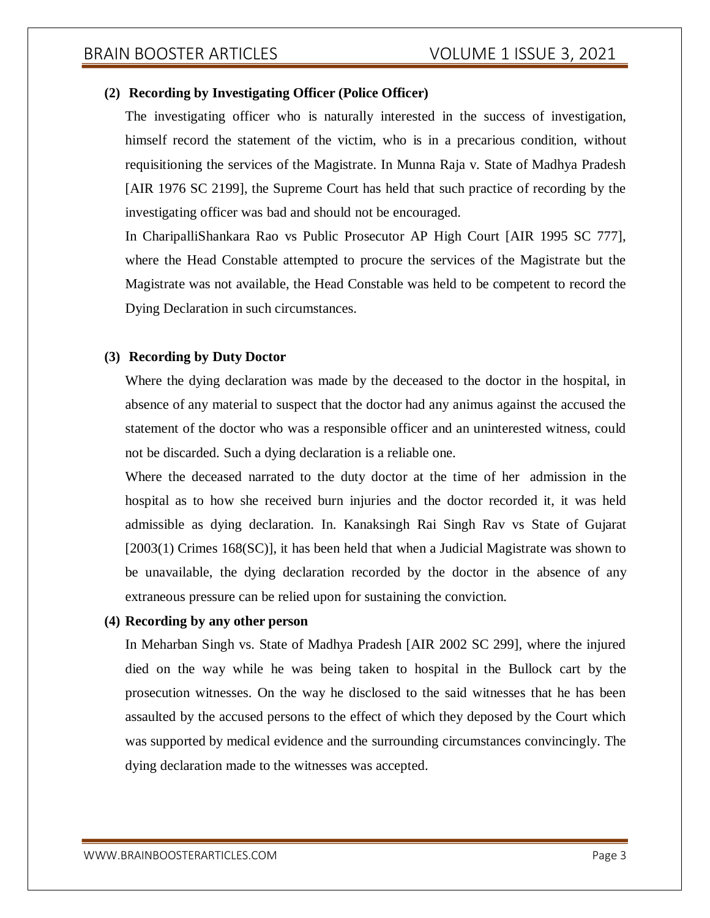**(2) Recording by Investigating Officer (Police Officer)**

The investigating officer who is naturally interested in the success of investigation, himself record the statement of the victim, who is in a precarious condition, without requisitioning the services of the Magistrate. In Munna Raja v. State of Madhya Pradesh [AIR 1976 SC 2199], the Supreme Court has held that such practice of recording by the investigating officer was bad and should not be encouraged.

In CharipalliShankara Rao vs Public Prosecutor AP High Court [AIR 1995 SC 777], where the Head Constable attempted to procure the services of the Magistrate but the Magistrate was not available, the Head Constable was held to be competent to record the Dying Declaration in such circumstances.

**(3) Recording by Duty Doctor**

Where the dying declaration was made by the deceased to the doctor in the hospital, in absence of any material to suspect that the doctor had any animus against the accused the statement of the doctor who was a responsible officer and an uninterested witness, could not be discarded. Such a dying declaration is a reliable one.

Where the deceased narrated to the duty doctor at the time of her admission in the hospital as to how she received burn injuries and the doctor recorded it, it was held admissible as dying declaration. In. Kanaksingh Rai Singh Rav vs State of Gujarat [2003(1) Crimes 168(SC)], it has been held that when a Judicial Magistrate was shown to be unavailable, the dying declaration recorded by the doctor in the absence of any extraneous pressure can be relied upon for sustaining the conviction.

**(4) Recording by any other person**

In Meharban Singh vs. State of Madhya Pradesh [AIR 2002 SC 299], where the injured died on the way while he was being taken to hospital in the Bullock cart by the prosecution witnesses. On the way he disclosed to the said witnesses that he has been assaulted by the accused persons to the effect of which they deposed by the Court which was supported by medical evidence and the surrounding circumstances convincingly. The dying declaration made to the witnesses was accepted.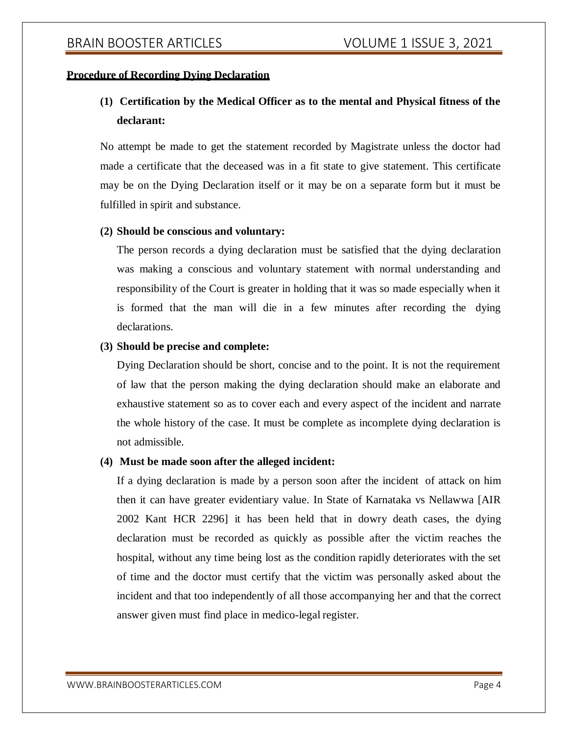**Procedure of Recording Dying Declaration**

**(1) Certification by the Medical Officer as to the mental and Physical fitness of the declarant:**

No attempt be made to get the statement recorded by Magistrate unless the doctor had made a certificate that the deceased was in a fit state to give statement. This certificate may be on the Dying Declaration itself or it may be on a separate form but it must be fulfilled in spirit and substance.

**(2) Should be conscious and voluntary:**

The person records a dying declaration must be satisfied that the dying declaration was making a conscious and voluntary statement with normal understanding and responsibility of the Court is greater in holding that it was so made especially when it is formed that the man will die in a few minutes after recording the dying declarations.

**(3) Should be precise and complete:**

Dying Declaration should be short, concise and to the point. It is not the requirement of law that the person making the dying declaration should make an elaborate and exhaustive statement so as to cover each and every aspect of the incident and narrate the whole history of the case. It must be complete as incomplete dying declaration is not admissible.

**(4) Must be made soon after the alleged incident:**

If a dying declaration is made by a person soon after the incident of attack on him then it can have greater evidentiary value. In State of Karnataka vs Nellawwa [AIR 2002 Kant HCR 2296] it has been held that in dowry death cases, the dying declaration must be recorded as quickly as possible after the victim reaches the hospital, without any time being lost as the condition rapidly deteriorates with the set of time and the doctor must certify that the victim was personally asked about the incident and that too independently of all those accompanying her and that the correct answer given must find place in medico-legal register.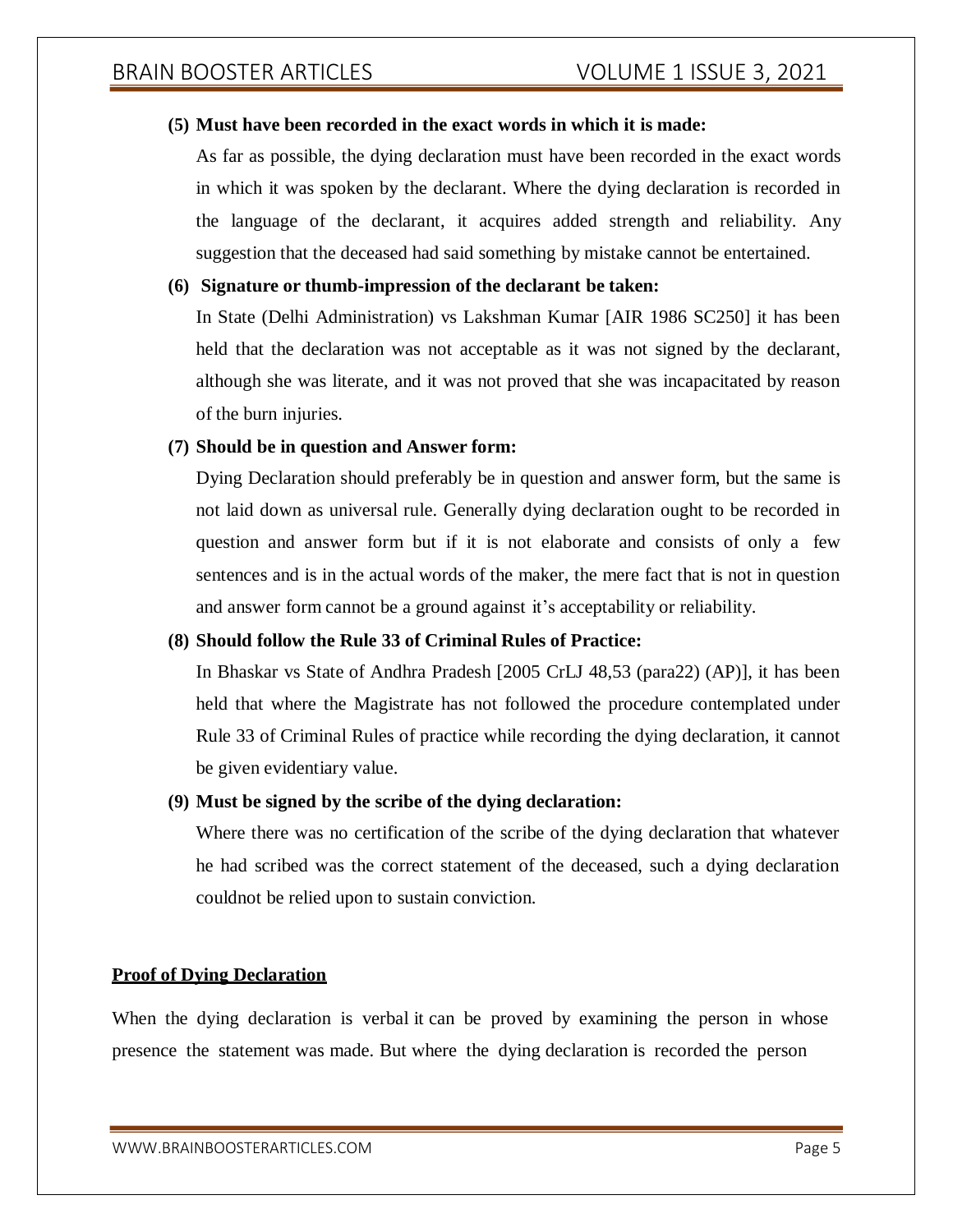**(5) Must have been recorded in the exact words in which it is made:**

As far as possible, the dying declaration must have been recorded in the exact words in which it was spoken by the declarant. Where the dying declaration is recorded in the language of the declarant, it acquires added strength and reliability. Any suggestion that the deceased had said something by mistake cannot be entertained.

**(6) Signature or thumb-impression of the declarant be taken:**

In State (Delhi Administration) vs Lakshman Kumar [AIR 1986 SC250] it has been held that the declaration was not acceptable as it was not signed by the declarant, although she was literate, and it was not proved that she was incapacitated by reason of the burn injuries.

**(7) Should be in question and Answer form:**

Dying Declaration should preferably be in question and answer form, but the same is not laid down as universal rule. Generally dying declaration ought to be recorded in question and answer form but if it is not elaborate and consists of only a few sentences and is in the actual words of the maker, the mere fact that is not in question and answer form cannot be a ground against it's acceptability or reliability.

**(8) Should follow the Rule 33 of Criminal Rules of Practice:**

In Bhaskar vs State of Andhra Pradesh [2005 CrLJ 48,53 (para22) (AP)], it has been held that where the Magistrate has not followed the procedure contemplated under Rule 33 of Criminal Rules of practice while recording the dying declaration, it cannot be given evidentiary value.

**(9) Must be signed by the scribe of the dying declaration:**

Where there was no certification of the scribe of the dying declaration that whatever he had scribed was the correct statement of the deceased, such a dying declaration couldnot be relied upon to sustain conviction.

**Proof of Dying Declaration**

When the dying declaration is verbal it can be proved by examining the person in whose presence the statement was made. But where the dying declaration is recorded the person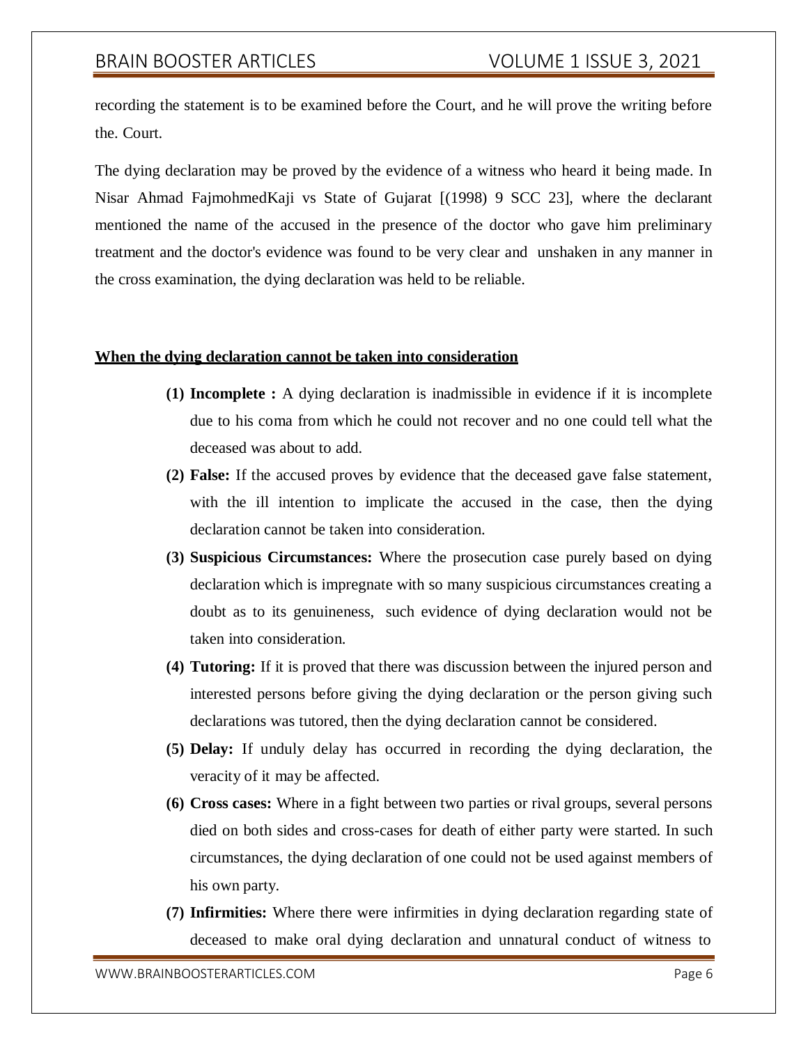recording the statement is to be examined before the Court, and he will prove the writing before the. Court.

The dying declaration may be proved by the evidence of a witness who heard it being made. In Nisar Ahmad FajmohmedKaji vs State of Gujarat [(1998) 9 SCC 23], where the declarant mentioned the name of the accused in the presence of the doctor who gave him preliminary treatment and the doctor's evidence was found to be very clear and unshaken in any manner in the cross examination, the dying declaration was held to be reliable.

**When the dying declaration cannot be taken into consideration**

1. **Incomplete :** A dying declaration is inadmissible in evidence if it is incomplete due to his coma from which he could not recover and no one could tell what the deceased was about to add.
2. **False:** If the accused proves by evidence that the deceased gave false statement, with the ill intention to implicate the accused in the case, then the dying declaration cannot be taken into consideration.
3. **Suspicious Circumstances:** Where the prosecution case purely based on dying declaration which is impregnate with so many suspicious circumstances creating a doubt as to its genuineness, such evidence of dying declaration would not be taken into consideration.
4. **Tutoring:** If it is proved that there was discussion between the injured person and interested persons before giving the dying declaration or the person giving such declarations was tutored, then the dying declaration cannot be considered.
5. **Delay:** If unduly delay has occurred in recording the dying declaration, the veracity of it may be affected.
6. **Cross cases:** Where in a fight between two parties or rival groups, several persons died on both sides and cross-cases for death of either party were started. In such circumstances, the dying declaration of one could not be used against members of his own party.
7. **Infirmities:** Where there were infirmities in dying declaration regarding state of deceased to make oral dying declaration and unnatural conduct of witness to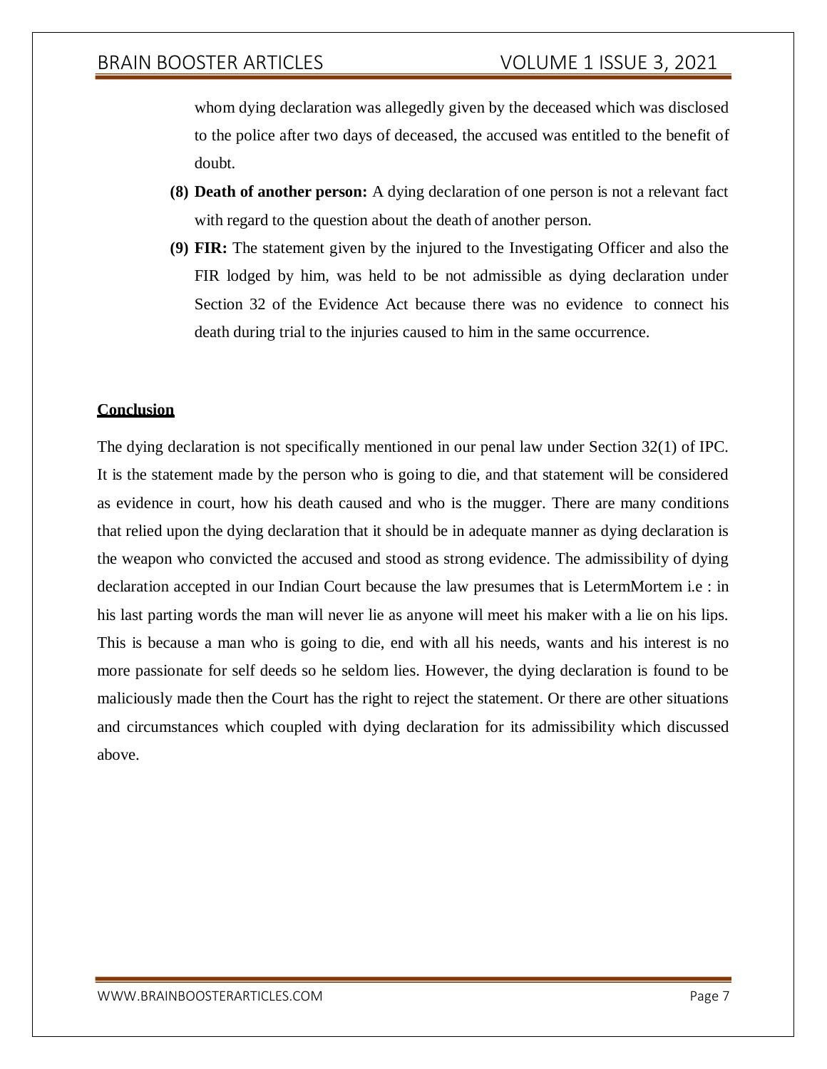whom dying declaration was allegedly given by the deceased which was disclosed to the police after two days of deceased, the accused was entitled to the benefit of doubt.

**(8) Death of another person:** A dying declaration of one person is not a relevant fact with regard to the question about the death of another person.

**(9) FIR:** The statement given by the injured to the Investigating Officer and also the FIR lodged by him, was held to be not admissible as dying declaration under Section 32 of the Evidence Act because there was no evidence to connect his death during trial to the injuries caused to him in the same occurrence.

## Conclusion

The dying declaration is not specifically mentioned in our penal law under Section 32(1) of IPC. It is the statement made by the person who is going to die, and that statement will be considered as evidence in court, how his death caused and who is the mugger. There are many conditions that relied upon the dying declaration that it should be in adequate manner as dying declaration is the weapon who convicted the accused and stood as strong evidence. The admissibility of dying declaration accepted in our Indian Court because the law presumes that is LetermMortem i.e : in his last parting words the man will never lie as anyone will meet his maker with a lie on his lips. This is because a man who is going to die, end with all his needs, wants and his interest is no more passionate for self deeds so he seldom lies. However, the dying declaration is found to be maliciously made then the Court has the right to reject the statement. Or there are other situations and circumstances which coupled with dying declaration for its admissibility which discussed above.